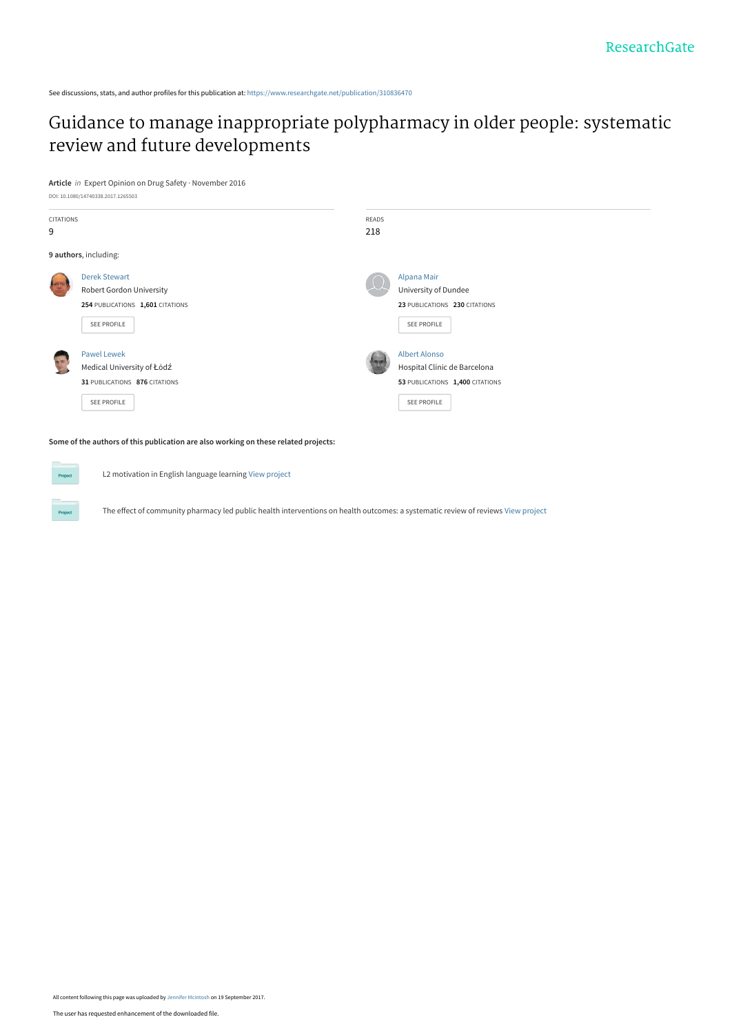See discussions, stats, and author profiles for this publication at: https://www.researchgate.net/publication/310836470

# Guidance to manage inappropriate polypharmacy in older people: systematic review and future developments

**Article** *in* Expert Opinion on Drug Safety · November 2016

DOI: 10.1080/14740338.2017.1265503

| CITATIONS | READS |
| --- | --- |
| 9 | 218 |

**9 authors**, including:

**Derek Stewart**
Robert Gordon University
254 PUBLICATIONS 1,601 CITATIONS
SEE PROFILE

**Alpana Mair**
University of Dundee
23 PUBLICATIONS 230 CITATIONS
SEE PROFILE

**Pawel Lewek**
Medical University of Łódź
31 PUBLICATIONS 876 CITATIONS
SEE PROFILE

**Albert Alonso**
Hospital Clínic de Barcelona
53 PUBLICATIONS 1,400 CITATIONS
SEE PROFILE

**Some of the authors of this publication are also working on these related projects:**

Project: L2 motivation in English language learning View project

Project: The effect of community pharmacy led public health interventions on health outcomes: a systematic review of reviews View project

All content following this page was uploaded by Jennifer Mcintosh on 19 September 2017.

The user has requested enhancement of the downloaded file.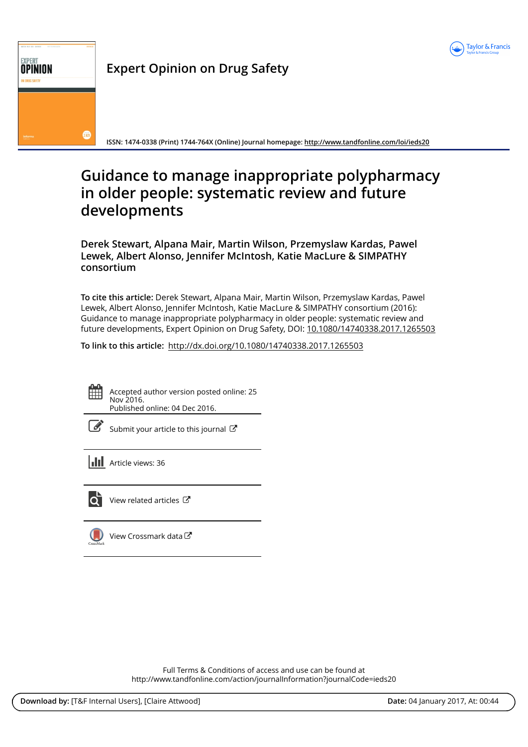# Expert Opinion on Drug Safety

ISSN: 1474-0338 (Print) 1744-764X (Online) Journal homepage: http://www.tandfonline.com/loi/ieds20

# Guidance to manage inappropriate polypharmacy in older people: systematic review and future developments

**Derek Stewart, Alpana Mair, Martin Wilson, Przemyslaw Kardas, Pawel Lewek, Albert Alonso, Jennifer McIntosh, Katie MacLure & SIMPATHY consortium**

**To cite this article:** Derek Stewart, Alpana Mair, Martin Wilson, Przemyslaw Kardas, Pawel Lewek, Albert Alonso, Jennifer McIntosh, Katie MacLure & SIMPATHY consortium (2016): Guidance to manage inappropriate polypharmacy in older people: systematic review and future developments, Expert Opinion on Drug Safety, DOI: 10.1080/14740338.2017.1265503

**To link to this article:** http://dx.doi.org/10.1080/14740338.2017.1265503

Accepted author version posted online: 25 Nov 2016.
Published online: 04 Dec 2016.

Submit your article to this journal

Article views: 36

View related articles

View Crossmark data

Full Terms & Conditions of access and use can be found at
http://www.tandfonline.com/action/journalInformation?journalCode=ieds20

**Download by:** [T&F Internal Users], [Claire Attwood] **Date:** 04 January 2017, At: 00:44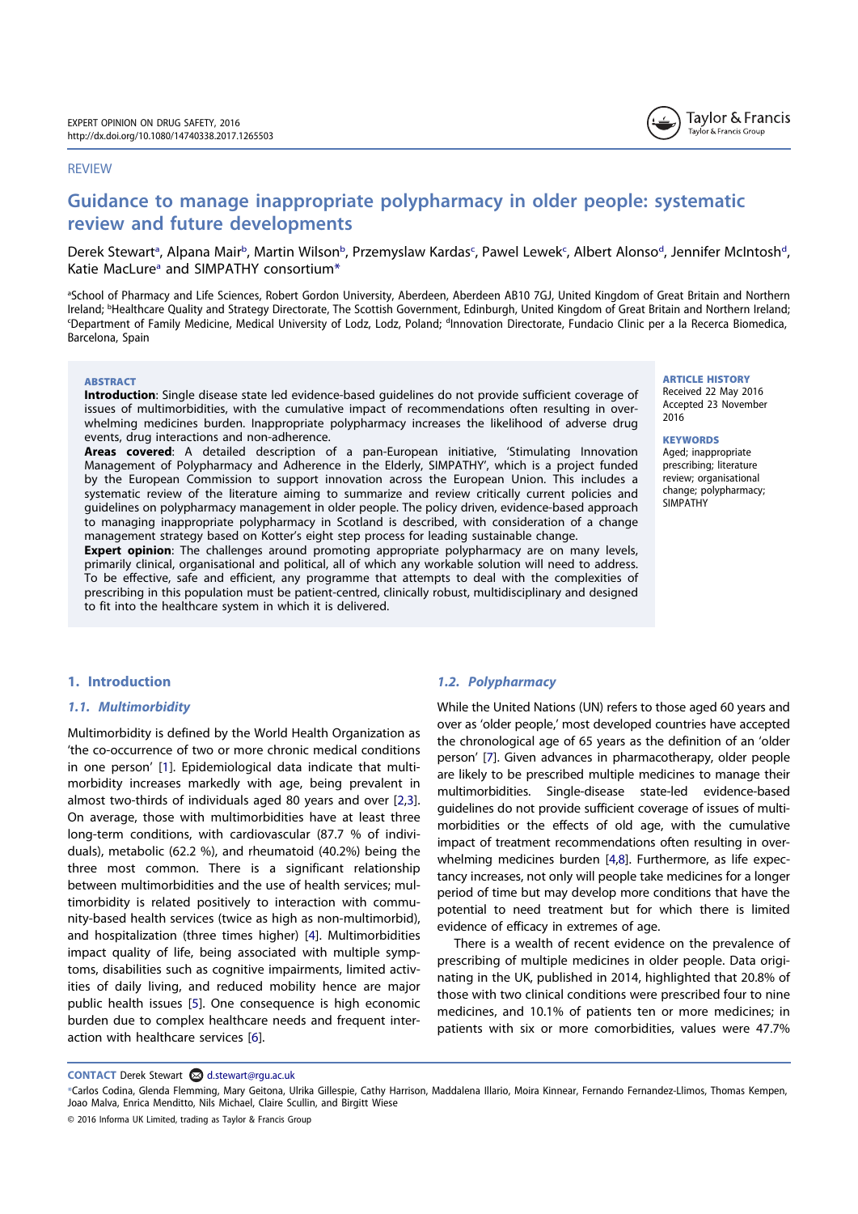REVIEW

# Guidance to manage inappropriate polypharmacy in older people: systematic review and future developments

Derek Stewart[a], Alpana Mair[b], Martin Wilson[b], Przemyslaw Kardas[c], Pawel Lewek[c], Albert Alonso[d], Jennifer McIntosh[d], Katie MacLure[a] and SIMPATHY consortium*

[a]School of Pharmacy and Life Sciences, Robert Gordon University, Aberdeen, Aberdeen AB10 7GJ, United Kingdom of Great Britain and Northern Ireland; [b]Healthcare Quality and Strategy Directorate, The Scottish Government, Edinburgh, United Kingdom of Great Britain and Northern Ireland; [c]Department of Family Medicine, Medical University of Lodz, Lodz, Poland; [d]Innovation Directorate, Fundacio Clinic per a la Recerca Biomedica, Barcelona, Spain

**ABSTRACT**

**Introduction**: Single disease state led evidence-based guidelines do not provide sufficient coverage of issues of multimorbidities, with the cumulative impact of recommendations often resulting in overwhelming medicines burden. Inappropriate polypharmacy increases the likelihood of adverse drug events, drug interactions and non-adherence.

**Areas covered**: A detailed description of a pan-European initiative, 'Stimulating Innovation Management of Polypharmacy and Adherence in the Elderly, SIMPATHY', which is a project funded by the European Commission to support innovation across the European Union. This includes a systematic review of the literature aiming to summarize and review critically current policies and guidelines on polypharmacy management in older people. The policy driven, evidence-based approach to managing inappropriate polypharmacy in Scotland is described, with consideration of a change management strategy based on Kotter's eight step process for leading sustainable change.

**Expert opinion**: The challenges around promoting appropriate polypharmacy are on many levels, primarily clinical, organisational and political, all of which any workable solution will need to address. To be effective, safe and efficient, any programme that attempts to deal with the complexities of prescribing in this population must be patient-centred, clinically robust, multidisciplinary and designed to fit into the healthcare system in which it is delivered.

**ARTICLE HISTORY**
Received 22 May 2016
Accepted 23 November 2016

**KEYWORDS**
Aged; inappropriate prescribing; literature review; organisational change; polypharmacy; SIMPATHY

## 1. Introduction

### 1.1. Multimorbidity

Multimorbidity is defined by the World Health Organization as 'the co-occurrence of two or more chronic medical conditions in one person' [1]. Epidemiological data indicate that multimorbidity increases markedly with age, being prevalent in almost two-thirds of individuals aged 80 years and over [2,3]. On average, those with multimorbidities have at least three long-term conditions, with cardiovascular (87.7 % of individuals), metabolic (62.2 %), and rheumatoid (40.2%) being the three most common. There is a significant relationship between multimorbidities and the use of health services; multimorbidity is related positively to interaction with community-based health services (twice as high as non-multimorbid), and hospitalization (three times higher) [4]. Multimorbidities impact quality of life, being associated with multiple symptoms, disabilities such as cognitive impairments, limited activities of daily living, and reduced mobility hence are major public health issues [5]. One consequence is high economic burden due to complex healthcare needs and frequent interaction with healthcare services [6].

### 1.2. Polypharmacy

While the United Nations (UN) refers to those aged 60 years and over as 'older people,' most developed countries have accepted the chronological age of 65 years as the definition of an 'older person' [7]. Given advances in pharmacotherapy, older people are likely to be prescribed multiple medicines to manage their multimorbidities. Single-disease state-led evidence-based guidelines do not provide sufficient coverage of issues of multimorbidities or the effects of old age, with the cumulative impact of treatment recommendations often resulting in overwhelming medicines burden [4,8]. Furthermore, as life expectancy increases, not only will people take medicines for a longer period of time but may develop more conditions that have the potential to need treatment but for which there is limited evidence of efficacy in extremes of age.

There is a wealth of recent evidence on the prevalence of prescribing of multiple medicines in older people. Data originating in the UK, published in 2014, highlighted that 20.8% of those with two clinical conditions were prescribed four to nine medicines, and 10.1% of patients ten or more medicines; in patients with six or more comorbidities, values were 47.7%

**CONTACT** Derek Stewart d.stewart@rgu.ac.uk

*Carlos Codina, Glenda Flemming, Mary Geitona, Ulrika Gillespie, Cathy Harrison, Maddalena Illario, Moira Kinnear, Fernando Fernandez-Llimos, Thomas Kempen, Joao Malva, Enrica Menditto, Nils Michael, Claire Scullin, and Birgitt Wiese

© 2016 Informa UK Limited, trading as Taylor & Francis Group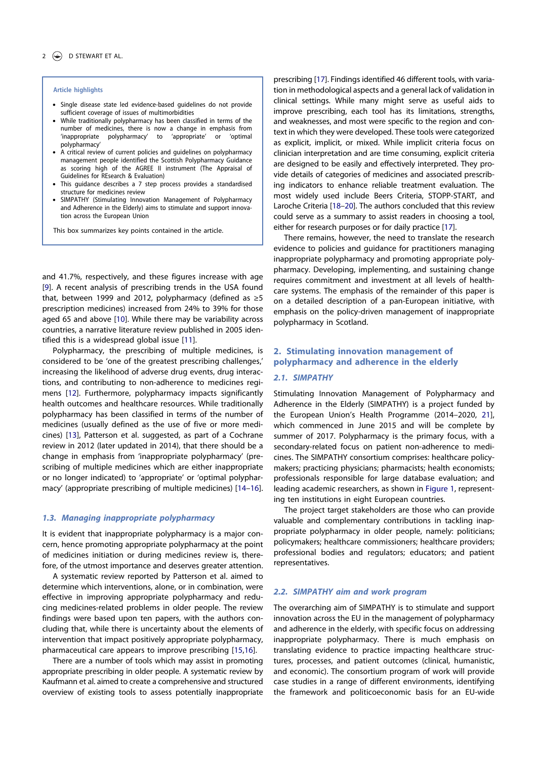**Article highlights**

- Single disease state led evidence-based guidelines do not provide sufficient coverage of issues of multimorbidities
- While traditionally polypharmacy has been classified in terms of the number of medicines, there is now a change in emphasis from 'inappropriate polypharmacy' to 'appropriate' or 'optimal polypharmacy'
- A critical review of current policies and guidelines on polypharmacy management people identified the Scottish Polypharmacy Guidance as scoring high of the AGREE II instrument (The Appraisal of Guidelines for REsearch & Evaluation)
- This guidance describes a 7 step process provides a standardised structure for medicines review
- SIMPATHY (Stimulating Innovation Management of Polypharmacy and Adherence in the Elderly) aims to stimulate and support innovation across the European Union

This box summarizes key points contained in the article.

and 41.7%, respectively, and these figures increase with age [9]. A recent analysis of prescribing trends in the USA found that, between 1999 and 2012, polypharmacy (defined as ≥5 prescription medicines) increased from 24% to 39% for those aged 65 and above [10]. While there may be variability across countries, a narrative literature review published in 2005 identified this is a widespread global issue [11].

Polypharmacy, the prescribing of multiple medicines, is considered to be 'one of the greatest prescribing challenges,' increasing the likelihood of adverse drug events, drug interactions, and contributing to non-adherence to medicines regimens [12]. Furthermore, polypharmacy impacts significantly health outcomes and healthcare resources. While traditionally polypharmacy has been classified in terms of the number of medicines (usually defined as the use of five or more medicines) [13], Patterson et al. suggested, as part of a Cochrane review in 2012 (later updated in 2014), that there should be a change in emphasis from 'inappropriate polypharmacy' (prescribing of multiple medicines which are either inappropriate or no longer indicated) to 'appropriate' or 'optimal polypharmacy' (appropriate prescribing of multiple medicines) [14–16].

### 1.3. Managing inappropriate polypharmacy

It is evident that inappropriate polypharmacy is a major concern, hence promoting appropriate polypharmacy at the point of medicines initiation or during medicines review is, therefore, of the utmost importance and deserves greater attention.

A systematic review reported by Patterson et al. aimed to determine which interventions, alone, or in combination, were effective in improving appropriate polypharmacy and reducing medicines-related problems in older people. The review findings were based upon ten papers, with the authors concluding that, while there is uncertainty about the elements of intervention that impact positively appropriate polypharmacy, pharmaceutical care appears to improve prescribing [15,16].

There are a number of tools which may assist in promoting appropriate prescribing in older people. A systematic review by Kaufmann et al. aimed to create a comprehensive and structured overview of existing tools to assess potentially inappropriate prescribing [17]. Findings identified 46 different tools, with variation in methodological aspects and a general lack of validation in clinical settings. While many might serve as useful aids to improve prescribing, each tool has its limitations, strengths, and weaknesses, and most were specific to the region and context in which they were developed. These tools were categorized as explicit, implicit, or mixed. While implicit criteria focus on clinician interpretation and are time consuming, explicit criteria are designed to be easily and effectively interpreted. They provide details of categories of medicines and associated prescribing indicators to enhance reliable treatment evaluation. The most widely used include Beers Criteria, STOPP-START, and Laroche Criteria [18–20]. The authors concluded that this review could serve as a summary to assist readers in choosing a tool, either for research purposes or for daily practice [17].

There remains, however, the need to translate the research evidence to policies and guidance for practitioners managing inappropriate polypharmacy and promoting appropriate polypharmacy. Developing, implementing, and sustaining change requires commitment and investment at all levels of healthcare systems. The emphasis of the remainder of this paper is on a detailed description of a pan-European initiative, with emphasis on the policy-driven management of inappropriate polypharmacy in Scotland.

## 2. Stimulating innovation management of polypharmacy and adherence in the elderly

### 2.1. SIMPATHY

Stimulating Innovation Management of Polypharmacy and Adherence in the Elderly (SIMPATHY) is a project funded by the European Union's Health Programme (2014–2020, 21], which commenced in June 2015 and will be complete by summer of 2017. Polypharmacy is the primary focus, with a secondary-related focus on patient non-adherence to medicines. The SIMPATHY consortium comprises: healthcare policymakers; practicing physicians; pharmacists; health economists; professionals responsible for large database evaluation; and leading academic researchers, as shown in Figure 1, representing ten institutions in eight European countries.

The project target stakeholders are those who can provide valuable and complementary contributions in tackling inappropriate polypharmacy in older people, namely: politicians; policymakers; healthcare commissioners; healthcare providers; professional bodies and regulators; educators; and patient representatives.

### 2.2. SIMPATHY aim and work program

The overarching aim of SIMPATHY is to stimulate and support innovation across the EU in the management of polypharmacy and adherence in the elderly, with specific focus on addressing inappropriate polypharmacy. There is much emphasis on translating evidence to practice impacting healthcare structures, processes, and patient outcomes (clinical, humanistic, and economic). The consortium program of work will provide case studies in a range of different environments, identifying the framework and politicoeconomic basis for an EU-wide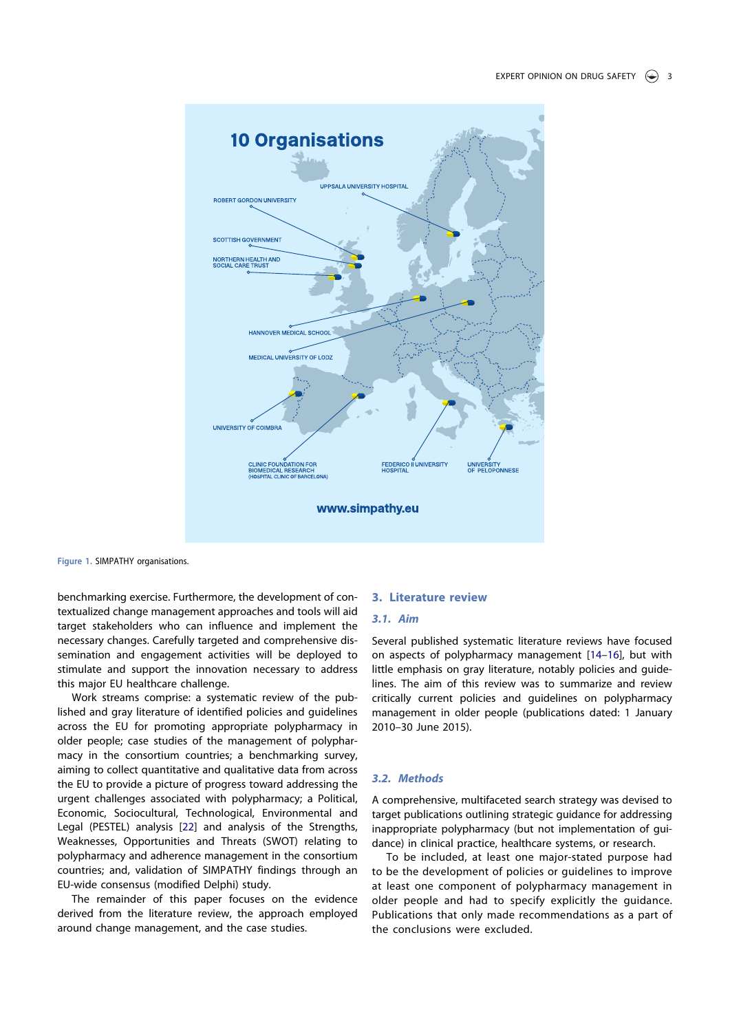Figure 1. SIMPATHY organisations.

benchmarking exercise. Furthermore, the development of contextualized change management approaches and tools will aid target stakeholders who can influence and implement the necessary changes. Carefully targeted and comprehensive dissemination and engagement activities will be deployed to stimulate and support the innovation necessary to address this major EU healthcare challenge.

Work streams comprise: a systematic review of the published and gray literature of identified policies and guidelines across the EU for promoting appropriate polypharmacy in older people; case studies of the management of polypharmacy in the consortium countries; a benchmarking survey, aiming to collect quantitative and qualitative data from across the EU to provide a picture of progress toward addressing the urgent challenges associated with polypharmacy; a Political, Economic, Sociocultural, Technological, Environmental and Legal (PESTEL) analysis [22] and analysis of the Strengths, Weaknesses, Opportunities and Threats (SWOT) relating to polypharmacy and adherence management in the consortium countries; and, validation of SIMPATHY findings through an EU-wide consensus (modified Delphi) study.

The remainder of this paper focuses on the evidence derived from the literature review, the approach employed around change management, and the case studies.

## 3. Literature review

### 3.1. Aim

Several published systematic literature reviews have focused on aspects of polypharmacy management [14–16], but with little emphasis on gray literature, notably policies and guidelines. The aim of this review was to summarize and review critically current policies and guidelines on polypharmacy management in older people (publications dated: 1 January 2010–30 June 2015).

### 3.2. Methods

A comprehensive, multifaceted search strategy was devised to target publications outlining strategic guidance for addressing inappropriate polypharmacy (but not implementation of guidance) in clinical practice, healthcare systems, or research.

To be included, at least one major-stated purpose had to be the development of policies or guidelines to improve at least one component of polypharmacy management in older people and had to specify explicitly the guidance. Publications that only made recommendations as a part of the conclusions were excluded.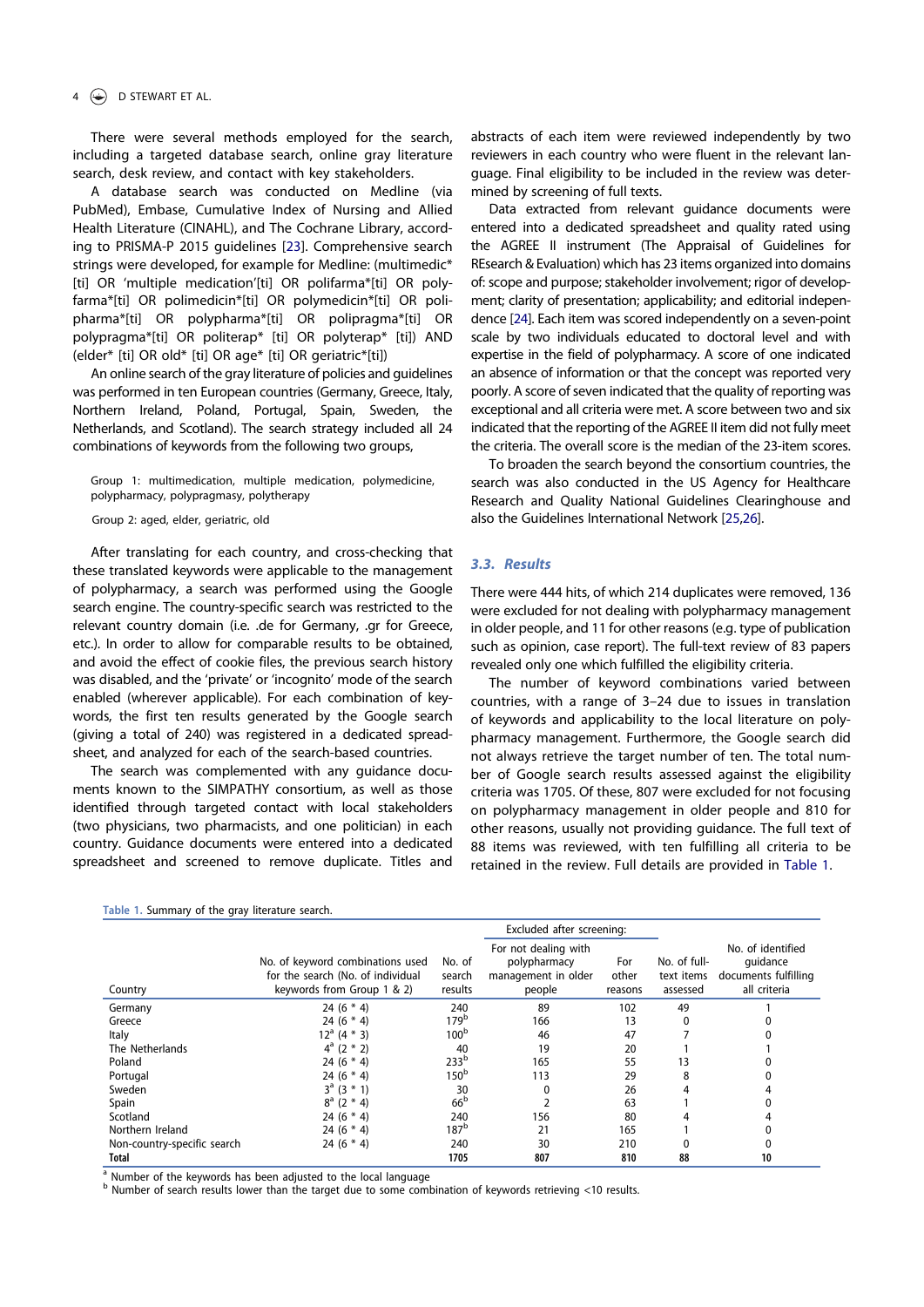There were several methods employed for the search, including a targeted database search, online gray literature search, desk review, and contact with key stakeholders.

A database search was conducted on Medline (via PubMed), Embase, Cumulative Index of Nursing and Allied Health Literature (CINAHL), and The Cochrane Library, according to PRISMA-P 2015 guidelines [23]. Comprehensive search strings were developed, for example for Medline: (multimedic* [ti] OR 'multiple medication'[ti] OR polifarma*[ti] OR polyfarma*[ti] OR polimedicin*[ti] OR polymedicin*[ti] OR polipharma*[ti] OR polypharma*[ti] OR polipragma*[ti] OR polypragma*[ti] OR politerap* [ti] OR polyterap* [ti]) AND (elder* [ti] OR old* [ti] OR age* [ti] OR geriatric*[ti])

An online search of the gray literature of policies and guidelines was performed in ten European countries (Germany, Greece, Italy, Northern Ireland, Poland, Portugal, Spain, Sweden, the Netherlands, and Scotland). The search strategy included all 24 combinations of keywords from the following two groups,

Group 1: multimedication, multiple medication, polymedicine, polypharmacy, polypragmasy, polytherapy

Group 2: aged, elder, geriatric, old

After translating for each country, and cross-checking that these translated keywords were applicable to the management of polypharmacy, a search was performed using the Google search engine. The country-specific search was restricted to the relevant country domain (i.e. .de for Germany, .gr for Greece, etc.). In order to allow for comparable results to be obtained, and avoid the effect of cookie files, the previous search history was disabled, and the 'private' or 'incognito' mode of the search enabled (wherever applicable). For each combination of keywords, the first ten results generated by the Google search (giving a total of 240) was registered in a dedicated spreadsheet, and analyzed for each of the search-based countries.

The search was complemented with any guidance documents known to the SIMPATHY consortium, as well as those identified through targeted contact with local stakeholders (two physicians, two pharmacists, and one politician) in each country. Guidance documents were entered into a dedicated spreadsheet and screened to remove duplicate. Titles and abstracts of each item were reviewed independently by two reviewers in each country who were fluent in the relevant language. Final eligibility to be included in the review was determined by screening of full texts.

Data extracted from relevant guidance documents were entered into a dedicated spreadsheet and quality rated using the AGREE II instrument (The Appraisal of Guidelines for REsearch & Evaluation) which has 23 items organized into domains of: scope and purpose; stakeholder involvement; rigor of development; clarity of presentation; applicability; and editorial independence [24]. Each item was scored independently on a seven-point scale by two individuals educated to doctoral level and with expertise in the field of polypharmacy. A score of one indicated an absence of information or that the concept was reported very poorly. A score of seven indicated that the quality of reporting was exceptional and all criteria were met. A score between two and six indicated that the reporting of the AGREE II item did not fully meet the criteria. The overall score is the median of the 23-item scores.

To broaden the search beyond the consortium countries, the search was also conducted in the US Agency for Healthcare Research and Quality National Guidelines Clearinghouse and also the Guidelines International Network [25,26].

### 3.3. Results

There were 444 hits, of which 214 duplicates were removed, 136 were excluded for not dealing with polypharmacy management in older people, and 11 for other reasons (e.g. type of publication such as opinion, case report). The full-text review of 83 papers revealed only one which fulfilled the eligibility criteria.

The number of keyword combinations varied between countries, with a range of 3–24 due to issues in translation of keywords and applicability to the local literature on polypharmacy management. Furthermore, the Google search did not always retrieve the target number of ten. The total number of Google search results assessed against the eligibility criteria was 1705. Of these, 807 were excluded for not focusing on polypharmacy management in older people and 810 for other reasons, usually not providing guidance. The full text of 88 items was reviewed, with ten fulfilling all criteria to be retained in the review. Full details are provided in Table 1.

Table 1. Summary of the gray literature search.

| Country | No. of keyword combinations used for the search (No. of individual keywords from Group 1 & 2) | No. of search results | Excluded after screening: For not dealing with polypharmacy management in older people | Excluded after screening: For other reasons | No. of full-text items assessed | No. of identified guidance documents fulfilling all criteria |
|---|---|---|---|---|---|---|
| Germany | 24 (6 * 4) | 240 | 89 | 102 | 49 | 1 |
| Greece | 24 (6 * 4) | 179[b] | 166 | 13 | 0 | 0 |
| Italy | 12[a] (4 * 3) | 100[b] | 46 | 47 | 7 | 0 |
| The Netherlands | 4[a] (2 * 2) | 40 | 19 | 20 | 1 | 1 |
| Poland | 24 (6 * 4) | 233[b] | 165 | 55 | 13 | 0 |
| Portugal | 24 (6 * 4) | 150[b] | 113 | 29 | 8 | 0 |
| Sweden | 3[a] (3 * 1) | 30 | 0 | 26 | 4 | 4 |
| Spain | 8[a] (2 * 4) | 66[b] | 2 | 63 | 1 | 0 |
| Scotland | 24 (6 * 4) | 240 | 156 | 80 | 4 | 4 |
| Northern Ireland | 24 (6 * 4) | 187[b] | 21 | 165 | 1 | 0 |
| Non-country-specific search | 24 (6 * 4) | 240 | 30 | 210 | 0 | 0 |
| **Total** | | **1705** | **807** | **810** | **88** | **10** |

[a] Number of the keywords has been adjusted to the local language

[b] Number of search results lower than the target due to some combination of keywords retrieving <10 results.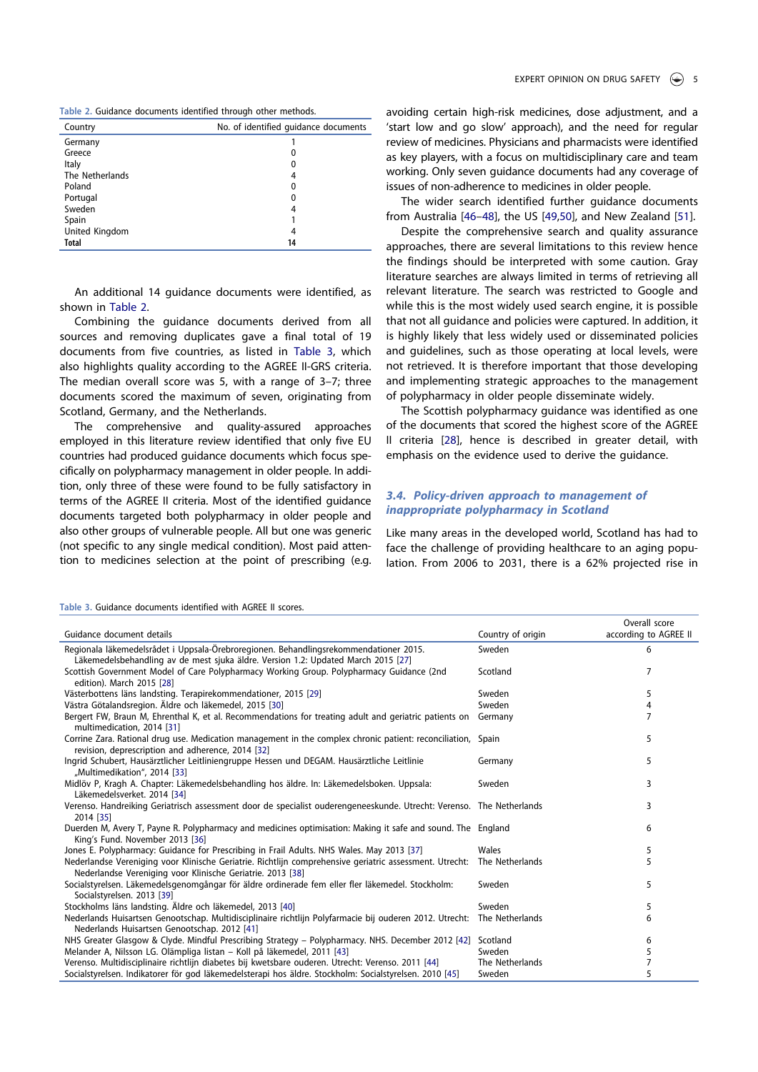Table 2. Guidance documents identified through other methods.

| Country | No. of identified guidance documents |
|---|---|
| Germany | 1 |
| Greece | 0 |
| Italy | 0 |
| The Netherlands | 4 |
| Poland | 0 |
| Portugal | 0 |
| Sweden | 4 |
| Spain | 1 |
| United Kingdom | 4 |
| **Total** | **14** |

An additional 14 guidance documents were identified, as shown in Table 2.

Combining the guidance documents derived from all sources and removing duplicates gave a final total of 19 documents from five countries, as listed in Table 3, which also highlights quality according to the AGREE II-GRS criteria. The median overall score was 5, with a range of 3–7; three documents scored the maximum of seven, originating from Scotland, Germany, and the Netherlands.

The comprehensive and quality-assured approaches employed in this literature review identified that only five EU countries had produced guidance documents which focus specifically on polypharmacy management in older people. In addition, only three of these were found to be fully satisfactory in terms of the AGREE II criteria. Most of the identified guidance documents targeted both polypharmacy in older people and also other groups of vulnerable people. All but one was generic (not specific to any single medical condition). Most paid attention to medicines selection at the point of prescribing (e.g. avoiding certain high-risk medicines, dose adjustment, and a 'start low and go slow' approach), and the need for regular review of medicines. Physicians and pharmacists were identified as key players, with a focus on multidisciplinary care and team working. Only seven guidance documents had any coverage of issues of non-adherence to medicines in older people.

The wider search identified further guidance documents from Australia [46–48], the US [49,50], and New Zealand [51].

Despite the comprehensive search and quality assurance approaches, there are several limitations to this review hence the findings should be interpreted with some caution. Gray literature searches are always limited in terms of retrieving all relevant literature. The search was restricted to Google and while this is the most widely used search engine, it is possible that not all guidance and policies were captured. In addition, it is highly likely that less widely used or disseminated policies and guidelines, such as those operating at local levels, were not retrieved. It is therefore important that those developing and implementing strategic approaches to the management of polypharmacy in older people disseminate widely.

The Scottish polypharmacy guidance was identified as one of the documents that scored the highest score of the AGREE II criteria [28], hence is described in greater detail, with emphasis on the evidence used to derive the guidance.

### *3.4. Policy-driven approach to management of inappropriate polypharmacy in Scotland*

Like many areas in the developed world, Scotland has had to face the challenge of providing healthcare to an aging population. From 2006 to 2031, there is a 62% projected rise in

Table 3. Guidance documents identified with AGREE II scores.

| Guidance document details | Country of origin | Overall score according to AGREE II |
|---|---|---|
| Regionala läkemedelsrådet i Uppsala-Örebroregionen. Behandlingsrekommendationer 2015. Läkemedelsbehandling av de mest sjuka äldre. Version 1.2: Updated March 2015 [27] | Sweden | 6 |
| Scottish Government Model of Care Polypharmacy Working Group. Polypharmacy Guidance (2nd edition). March 2015 [28] | Scotland | 7 |
| Västerbottens läns landsting. Terapirekommendationer, 2015 [29] | Sweden | 5 |
| Västra Götalandsregion. Äldre och läkemedel, 2015 [30] | Sweden | 4 |
| Bergert FW, Braun M, Ehrenthal K, et al. Recommendations for treating adult and geriatric patients on multimedication, 2014 [31] | Germany | 7 |
| Corrine Zara. Rational drug use. Medication management in the complex chronic patient: reconciliation, revision, deprescription and adherence, 2014 [32] | Spain | 5 |
| Ingrid Schubert, Hausärztlicher Leitliniengruppe Hessen und DEGAM. Hausärztliche Leitlinie „Multimedikation", 2014 [33] | Germany | 5 |
| Midlöv P, Kragh A. Chapter: Läkemedelsbehandling hos äldre. In: Läkemedelsboken. Uppsala: Läkemedelsverket. 2014 [34] | Sweden | 3 |
| Verenso. Handreiking Geriatrisch assessment door de specialist ouderengeneeskunde. Utrecht: Verenso. 2014 [35] | The Netherlands | 3 |
| Duerden M, Avery T, Payne R. Polypharmacy and medicines optimisation: Making it safe and sound. The King's Fund. November 2013 [36] | England | 6 |
| Jones E. Polypharmacy: Guidance for Prescribing in Frail Adults. NHS Wales. May 2013 [37] | Wales | 5 |
| Nederlandse Vereniging voor Klinische Geriatrie. Richtlijn comprehensive geriatric assessment. Utrecht: Nederlandse Vereniging voor Klinische Geriatrie. 2013 [38] | The Netherlands | 5 |
| Socialstyrelsen. Läkemedelsgenomgångar för äldre ordinerade fem eller fler läkemedel. Stockholm: Socialstyrelsen. 2013 [39] | Sweden | 5 |
| Stockholms läns landsting. Äldre och läkemedel, 2013 [40] | Sweden | 5 |
| Nederlands Huisartsen Genootschap. Multidisciplinaire richtlijn Polyfarmacie bij ouderen 2012. Utrecht: Nederlands Huisartsen Genootschap. 2012 [41] | The Netherlands | 6 |
| NHS Greater Glasgow & Clyde. Mindful Prescribing Strategy – Polypharmacy. NHS. December 2012 [42] | Scotland | 6 |
| Melander A, Nilsson LG. Olämpliga listan – Koll på läkemedel, 2011 [43] | Sweden | 5 |
| Verenso. Multidisciplinaire richtlijn diabetes bij kwetsbare ouderen. Utrecht: Verenso. 2011 [44] | The Netherlands | 7 |
| Socialstyrelsen. Indikatorer för god läkemedelsterapi hos äldre. Stockholm: Socialstyrelsen. 2010 [45] | Sweden | 5 |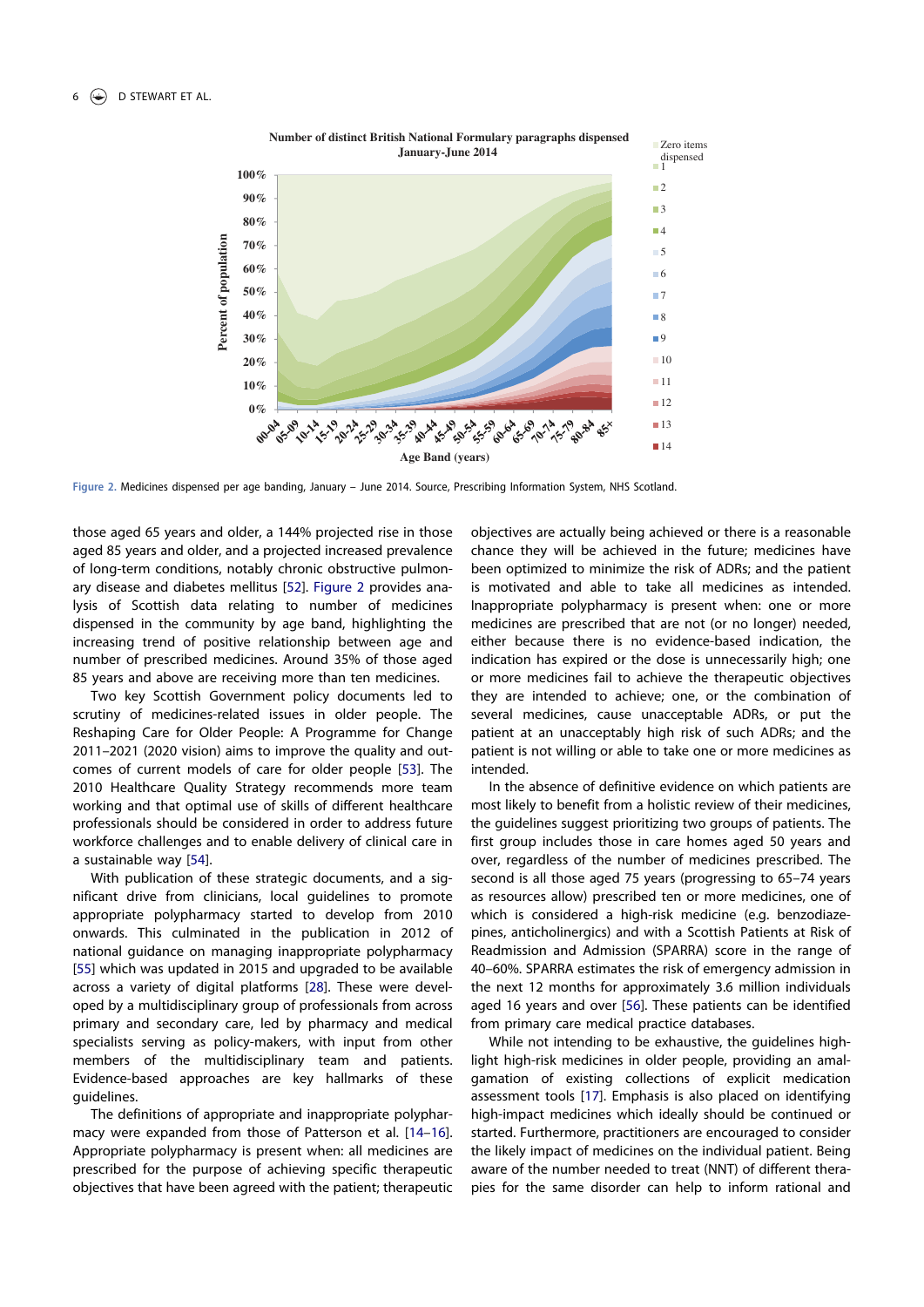Figure 2. Medicines dispensed per age banding, January – June 2014. Source, Prescribing Information System, NHS Scotland.

those aged 65 years and older, a 144% projected rise in those aged 85 years and older, and a projected increased prevalence of long-term conditions, notably chronic obstructive pulmonary disease and diabetes mellitus [52]. Figure 2 provides analysis of Scottish data relating to number of medicines dispensed in the community by age band, highlighting the increasing trend of positive relationship between age and number of prescribed medicines. Around 35% of those aged 85 years and above are receiving more than ten medicines.

Two key Scottish Government policy documents led to scrutiny of medicines-related issues in older people. The Reshaping Care for Older People: A Programme for Change 2011–2021 (2020 vision) aims to improve the quality and outcomes of current models of care for older people [53]. The 2010 Healthcare Quality Strategy recommends more team working and that optimal use of skills of different healthcare professionals should be considered in order to address future workforce challenges and to enable delivery of clinical care in a sustainable way [54].

With publication of these strategic documents, and a significant drive from clinicians, local guidelines to promote appropriate polypharmacy started to develop from 2010 onwards. This culminated in the publication in 2012 of national guidance on managing inappropriate polypharmacy [55] which was updated in 2015 and upgraded to be available across a variety of digital platforms [28]. These were developed by a multidisciplinary group of professionals from across primary and secondary care, led by pharmacy and medical specialists serving as policy-makers, with input from other members of the multidisciplinary team and patients. Evidence-based approaches are key hallmarks of these guidelines.

The definitions of appropriate and inappropriate polypharmacy were expanded from those of Patterson et al. [14–16]. Appropriate polypharmacy is present when: all medicines are prescribed for the purpose of achieving specific therapeutic objectives that have been agreed with the patient; therapeutic objectives are actually being achieved or there is a reasonable chance they will be achieved in the future; medicines have been optimized to minimize the risk of ADRs; and the patient is motivated and able to take all medicines as intended. Inappropriate polypharmacy is present when: one or more medicines are prescribed that are not (or no longer) needed, either because there is no evidence-based indication, the indication has expired or the dose is unnecessarily high; one or more medicines fail to achieve the therapeutic objectives they are intended to achieve; one, or the combination of several medicines, cause unacceptable ADRs, or put the patient at an unacceptably high risk of such ADRs; and the patient is not willing or able to take one or more medicines as intended.

In the absence of definitive evidence on which patients are most likely to benefit from a holistic review of their medicines, the guidelines suggest prioritizing two groups of patients. The first group includes those in care homes aged 50 years and over, regardless of the number of medicines prescribed. The second is all those aged 75 years (progressing to 65–74 years as resources allow) prescribed ten or more medicines, one of which is considered a high-risk medicine (e.g. benzodiazepines, anticholinergics) and with a Scottish Patients at Risk of Readmission and Admission (SPARRA) score in the range of 40–60%. SPARRA estimates the risk of emergency admission in the next 12 months for approximately 3.6 million individuals aged 16 years and over [56]. These patients can be identified from primary care medical practice databases.

While not intending to be exhaustive, the guidelines highlight high-risk medicines in older people, providing an amalgamation of existing collections of explicit medication assessment tools [17]. Emphasis is also placed on identifying high-impact medicines which ideally should be continued or started. Furthermore, practitioners are encouraged to consider the likely impact of medicines on the individual patient. Being aware of the number needed to treat (NNT) of different therapies for the same disorder can help to inform rational and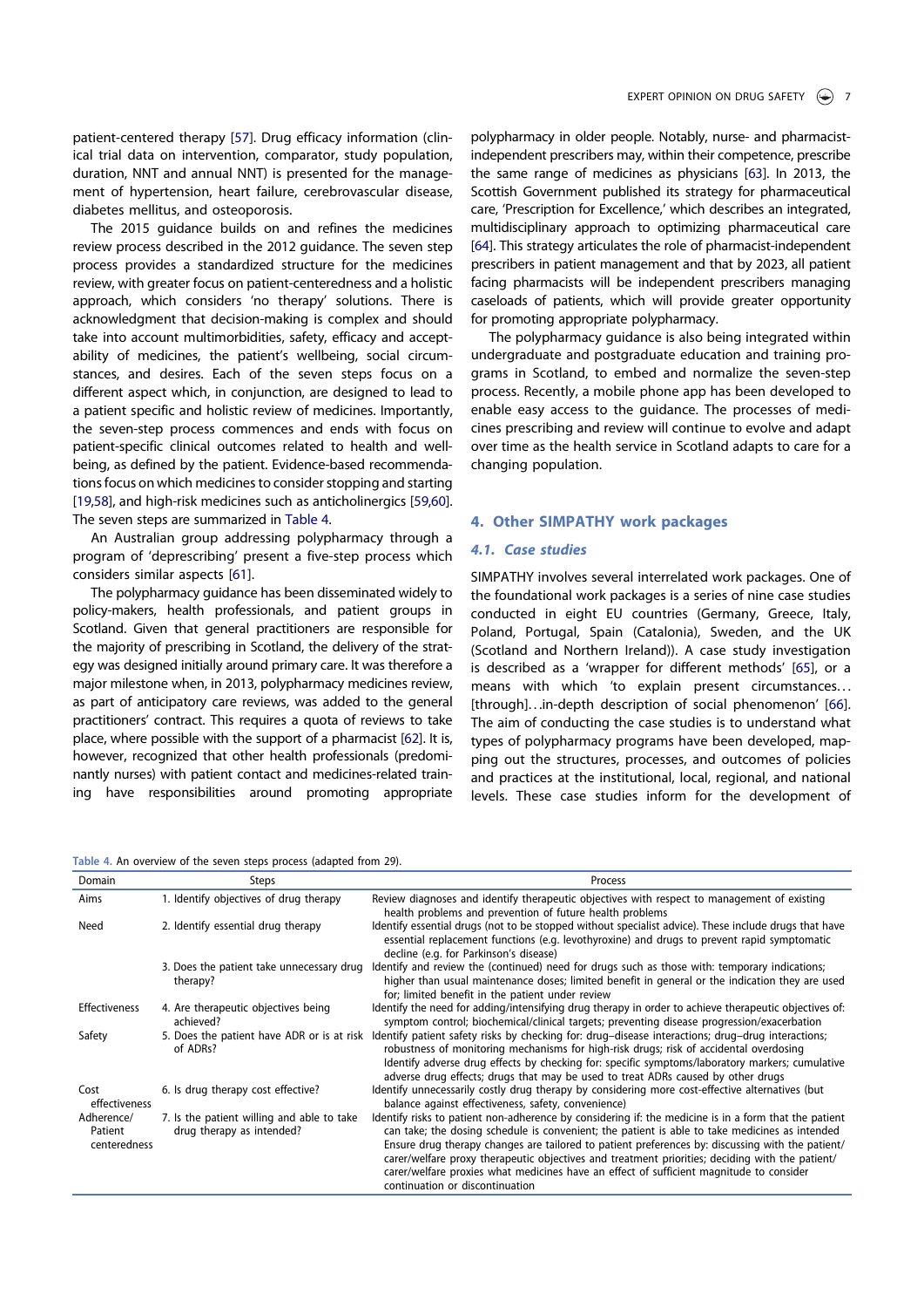patient-centered therapy [57]. Drug efficacy information (clinical trial data on intervention, comparator, study population, duration, NNT and annual NNT) is presented for the management of hypertension, heart failure, cerebrovascular disease, diabetes mellitus, and osteoporosis.

The 2015 guidance builds on and refines the medicines review process described in the 2012 guidance. The seven step process provides a standardized structure for the medicines review, with greater focus on patient-centeredness and a holistic approach, which considers 'no therapy' solutions. There is acknowledgment that decision-making is complex and should take into account multimorbidities, safety, efficacy and acceptability of medicines, the patient's wellbeing, social circumstances, and desires. Each of the seven steps focus on a different aspect which, in conjunction, are designed to lead to a patient specific and holistic review of medicines. Importantly, the seven-step process commences and ends with focus on patient-specific clinical outcomes related to health and well-being, as defined by the patient. Evidence-based recommendations focus on which medicines to consider stopping and starting [19,58], and high-risk medicines such as anticholinergics [59,60]. The seven steps are summarized in Table 4.

An Australian group addressing polypharmacy through a program of 'deprescribing' present a five-step process which considers similar aspects [61].

The polypharmacy guidance has been disseminated widely to policy-makers, health professionals, and patient groups in Scotland. Given that general practitioners are responsible for the majority of prescribing in Scotland, the delivery of the strategy was designed initially around primary care. It was therefore a major milestone when, in 2013, polypharmacy medicines review, as part of anticipatory care reviews, was added to the general practitioners' contract. This requires a quota of reviews to take place, where possible with the support of a pharmacist [62]. It is, however, recognized that other health professionals (predominantly nurses) with patient contact and medicines-related training have responsibilities around promoting appropriate polypharmacy in older people. Notably, nurse- and pharmacist-independent prescribers may, within their competence, prescribe the same range of medicines as physicians [63]. In 2013, the Scottish Government published its strategy for pharmaceutical care, 'Prescription for Excellence,' which describes an integrated, multidisciplinary approach to optimizing pharmaceutical care [64]. This strategy articulates the role of pharmacist-independent prescribers in patient management and that by 2023, all patient facing pharmacists will be independent prescribers managing caseloads of patients, which will provide greater opportunity for promoting appropriate polypharmacy.

The polypharmacy guidance is also being integrated within undergraduate and postgraduate education and training programs in Scotland, to embed and normalize the seven-step process. Recently, a mobile phone app has been developed to enable easy access to the guidance. The processes of medicines prescribing and review will continue to evolve and adapt over time as the health service in Scotland adapts to care for a changing population.

## 4. Other SIMPATHY work packages

### 4.1. Case studies

SIMPATHY involves several interrelated work packages. One of the foundational work packages is a series of nine case studies conducted in eight EU countries (Germany, Greece, Italy, Poland, Portugal, Spain (Catalonia), Sweden, and the UK (Scotland and Northern Ireland)). A case study investigation is described as a 'wrapper for different methods' [65], or a means with which 'to explain present circumstances… [through]…in-depth description of social phenomenon' [66]. The aim of conducting the case studies is to understand what types of polypharmacy programs have been developed, mapping out the structures, processes, and outcomes of policies and practices at the institutional, local, regional, and national levels. These case studies inform for the development of

Table 4. An overview of the seven steps process (adapted from 29).

| Domain | Steps | Process |
|---|---|---|
| Aims | 1. Identify objectives of drug therapy | Review diagnoses and identify therapeutic objectives with respect to management of existing health problems and prevention of future health problems |
| Need | 2. Identify essential drug therapy | Identify essential drugs (not to be stopped without specialist advice). These include drugs that have essential replacement functions (e.g. levothyroxine) and drugs to prevent rapid symptomatic decline (e.g. for Parkinson's disease) |
| | 3. Does the patient take unnecessary drug therapy? | Identify and review the (continued) need for drugs such as those with: temporary indications; higher than usual maintenance doses; limited benefit in general or the indication they are used for; limited benefit in the patient under review |
| Effectiveness | 4. Are therapeutic objectives being achieved? | Identify the need for adding/intensifying drug therapy in order to achieve therapeutic objectives of: symptom control; biochemical/clinical targets; preventing disease progression/exacerbation |
| Safety | 5. Does the patient have ADR or is at risk of ADRs? | Identify patient safety risks by checking for: drug–disease interactions; drug–drug interactions; robustness of monitoring mechanisms for high-risk drugs; risk of accidental overdosing<br>Identify adverse drug effects by checking for: specific symptoms/laboratory markers; cumulative adverse drug effects; drugs that may be used to treat ADRs caused by other drugs |
| Cost effectiveness | 6. Is drug therapy cost effective? | Identify unnecessarily costly drug therapy by considering more cost-effective alternatives (but balance against effectiveness, safety, convenience) |
| Adherence/ Patient centeredness | 7. Is the patient willing and able to take drug therapy as intended? | Identify risks to patient non-adherence by considering if: the medicine is in a form that the patient can take; the dosing schedule is convenient; the patient is able to take medicines as intended<br>Ensure drug therapy changes are tailored to patient preferences by: discussing with the patient/carer/welfare proxy therapeutic objectives and treatment priorities; deciding with the patient/carer/welfare proxies what medicines have an effect of sufficient magnitude to consider continuation or discontinuation |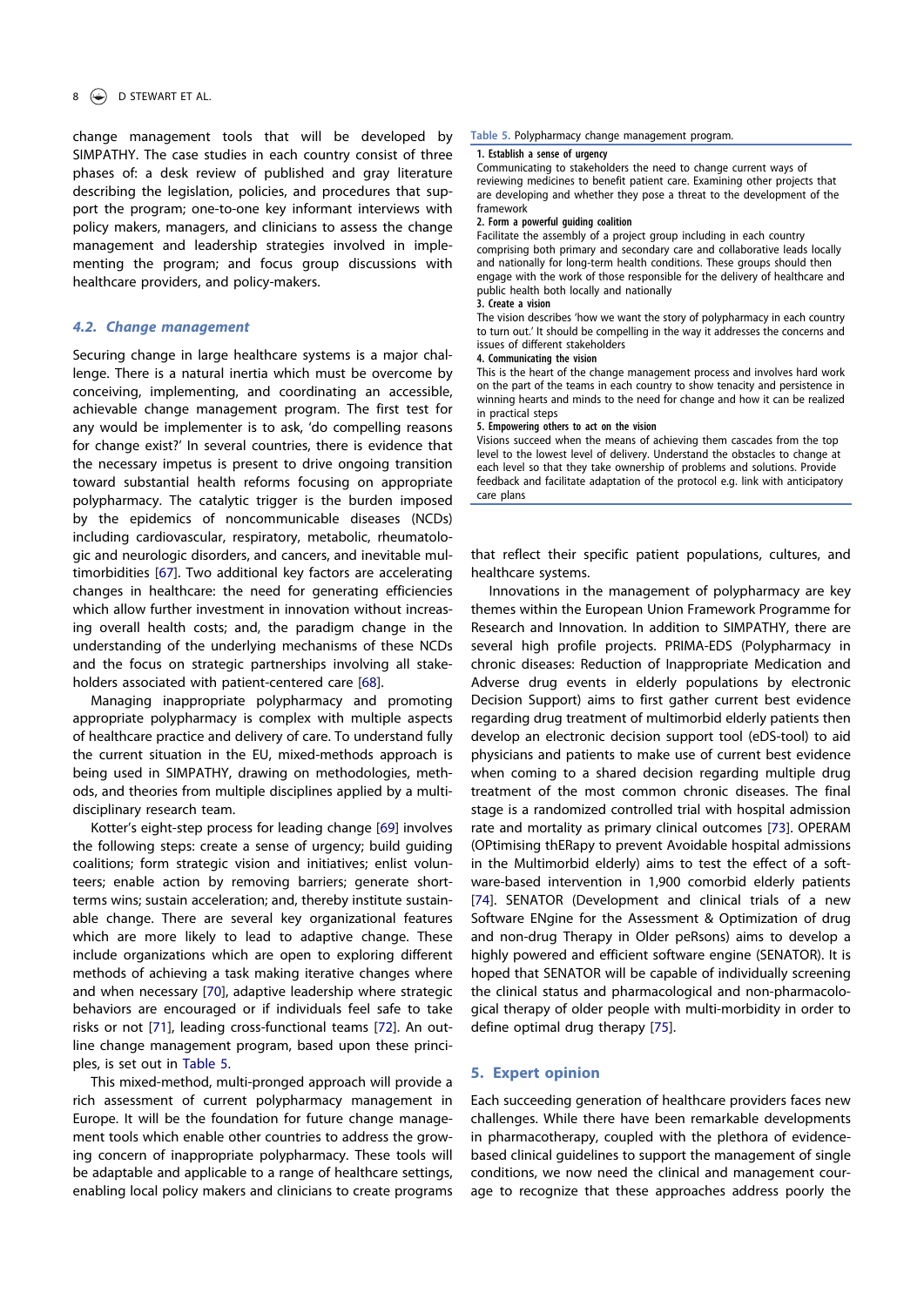change management tools that will be developed by SIMPATHY. The case studies in each country consist of three phases of: a desk review of published and gray literature describing the legislation, policies, and procedures that support the program; one-to-one key informant interviews with policy makers, managers, and clinicians to assess the change management and leadership strategies involved in implementing the program; and focus group discussions with healthcare providers, and policy-makers.

### 4.2. Change management

Securing change in large healthcare systems is a major challenge. There is a natural inertia which must be overcome by conceiving, implementing, and coordinating an accessible, achievable change management program. The first test for any would be implementer is to ask, 'do compelling reasons for change exist?' In several countries, there is evidence that the necessary impetus is present to drive ongoing transition toward substantial health reforms focusing on appropriate polypharmacy. The catalytic trigger is the burden imposed by the epidemics of noncommunicable diseases (NCDs) including cardiovascular, respiratory, metabolic, rheumatologic and neurologic disorders, and cancers, and inevitable multimorbidities [67]. Two additional key factors are accelerating changes in healthcare: the need for generating efficiencies which allow further investment in innovation without increasing overall health costs; and, the paradigm change in the understanding of the underlying mechanisms of these NCDs and the focus on strategic partnerships involving all stakeholders associated with patient-centered care [68].

Managing inappropriate polypharmacy and promoting appropriate polypharmacy is complex with multiple aspects of healthcare practice and delivery of care. To understand fully the current situation in the EU, mixed-methods approach is being used in SIMPATHY, drawing on methodologies, methods, and theories from multiple disciplines applied by a multidisciplinary research team.

Kotter's eight-step process for leading change [69] involves the following steps: create a sense of urgency; build guiding coalitions; form strategic vision and initiatives; enlist volunteers; enable action by removing barriers; generate short-terms wins; sustain acceleration; and, thereby institute sustainable change. There are several key organizational features which are more likely to lead to adaptive change. These include organizations which are open to exploring different methods of achieving a task making iterative changes where and when necessary [70], adaptive leadership where strategic behaviors are encouraged or if individuals feel safe to take risks or not [71], leading cross-functional teams [72]. An outline change management program, based upon these principles, is set out in Table 5.

Table 5. Polypharmacy change management program.

| |
|---|
| **1. Establish a sense of urgency** |
| Communicating to stakeholders the need to change current ways of reviewing medicines to benefit patient care. Examining other projects that are developing and whether they pose a threat to the development of the framework |
| **2. Form a powerful guiding coalition** |
| Facilitate the assembly of a project group including in each country comprising both primary and secondary care and collaborative leads locally and nationally for long-term health conditions. These groups should then engage with the work of those responsible for the delivery of healthcare and public health both locally and nationally |
| **3. Create a vision** |
| The vision describes 'how we want the story of polypharmacy in each country to turn out.' It should be compelling in the way it addresses the concerns and issues of different stakeholders |
| **4. Communicating the vision** |
| This is the heart of the change management process and involves hard work on the part of the teams in each country to show tenacity and persistence in winning hearts and minds to the need for change and how it can be realized in practical steps |
| **5. Empowering others to act on the vision** |
| Visions succeed when the means of achieving them cascades from the top level to the lowest level of delivery. Understand the obstacles to change at each level so that they take ownership of problems and solutions. Provide feedback and facilitate adaptation of the protocol e.g. link with anticipatory care plans |

This mixed-method, multi-pronged approach will provide a rich assessment of current polypharmacy management in Europe. It will be the foundation for future change management tools which enable other countries to address the growing concern of inappropriate polypharmacy. These tools will be adaptable and applicable to a range of healthcare settings, enabling local policy makers and clinicians to create programs that reflect their specific patient populations, cultures, and healthcare systems.

Innovations in the management of polypharmacy are key themes within the European Union Framework Programme for Research and Innovation. In addition to SIMPATHY, there are several high profile projects. PRIMA-EDS (Polypharmacy in chronic diseases: Reduction of Inappropriate Medication and Adverse drug events in elderly populations by electronic Decision Support) aims to first gather current best evidence regarding drug treatment of multimorbid elderly patients then develop an electronic decision support tool (eDS-tool) to aid physicians and patients to make use of current best evidence when coming to a shared decision regarding multiple drug treatment of the most common chronic diseases. The final stage is a randomized controlled trial with hospital admission rate and mortality as primary clinical outcomes [73]. OPERAM (OPtimising thERapy to prevent Avoidable hospital admissions in the Multimorbid elderly) aims to test the effect of a software-based intervention in 1,900 comorbid elderly patients [74]. SENATOR (Development and clinical trials of a new Software ENgine for the Assessment & Optimization of drug and non-drug Therapy in Older peRsons) aims to develop a highly powered and efficient software engine (SENATOR). It is hoped that SENATOR will be capable of individually screening the clinical status and pharmacological and non-pharmacological therapy of older people with multi-morbidity in order to define optimal drug therapy [75].

## 5. Expert opinion

Each succeeding generation of healthcare providers faces new challenges. While there have been remarkable developments in pharmacotherapy, coupled with the plethora of evidence-based clinical guidelines to support the management of single conditions, we now need the clinical and management courage to recognize that these approaches address poorly the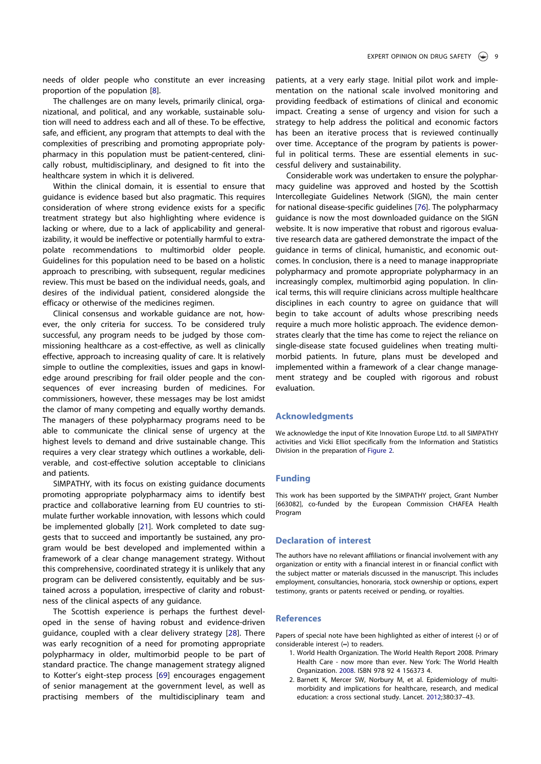needs of older people who constitute an ever increasing proportion of the population [8].

The challenges are on many levels, primarily clinical, organizational, and political, and any workable, sustainable solution will need to address each and all of these. To be effective, safe, and efficient, any program that attempts to deal with the complexities of prescribing and promoting appropriate polypharmacy in this population must be patient-centered, clinically robust, multidisciplinary, and designed to fit into the healthcare system in which it is delivered.

Within the clinical domain, it is essential to ensure that guidance is evidence based but also pragmatic. This requires consideration of where strong evidence exists for a specific treatment strategy but also highlighting where evidence is lacking or where, due to a lack of applicability and generalizability, it would be ineffective or potentially harmful to extrapolate recommendations to multimorbid older people. Guidelines for this population need to be based on a holistic approach to prescribing, with subsequent, regular medicines review. This must be based on the individual needs, goals, and desires of the individual patient, considered alongside the efficacy or otherwise of the medicines regimen.

Clinical consensus and workable guidance are not, however, the only criteria for success. To be considered truly successful, any program needs to be judged by those commissioning healthcare as a cost-effective, as well as clinically effective, approach to increasing quality of care. It is relatively simple to outline the complexities, issues and gaps in knowledge around prescribing for frail older people and the consequences of ever increasing burden of medicines. For commissioners, however, these messages may be lost amidst the clamor of many competing and equally worthy demands. The managers of these polypharmacy programs need to be able to communicate the clinical sense of urgency at the highest levels to demand and drive sustainable change. This requires a very clear strategy which outlines a workable, deliverable, and cost-effective solution acceptable to clinicians and patients.

SIMPATHY, with its focus on existing guidance documents promoting appropriate polypharmacy aims to identify best practice and collaborative learning from EU countries to stimulate further workable innovation, with lessons which could be implemented globally [21]. Work completed to date suggests that to succeed and importantly be sustained, any program would be best developed and implemented within a framework of a clear change management strategy. Without this comprehensive, coordinated strategy it is unlikely that any program can be delivered consistently, equitably and be sustained across a population, irrespective of clarity and robustness of the clinical aspects of any guidance.

The Scottish experience is perhaps the furthest developed in the sense of having robust and evidence-driven guidance, coupled with a clear delivery strategy [28]. There was early recognition of a need for promoting appropriate polypharmacy in older, multimorbid people to be part of standard practice. The change management strategy aligned to Kotter's eight-step process [69] encourages engagement of senior management at the government level, as well as practising members of the multidisciplinary team and patients, at a very early stage. Initial pilot work and implementation on the national scale involved monitoring and providing feedback of estimations of clinical and economic impact. Creating a sense of urgency and vision for such a strategy to help address the political and economic factors has been an iterative process that is reviewed continually over time. Acceptance of the program by patients is powerful in political terms. These are essential elements in successful delivery and sustainability.

Considerable work was undertaken to ensure the polypharmacy guideline was approved and hosted by the Scottish Intercollegiate Guidelines Network (SIGN), the main center for national disease-specific guidelines [76]. The polypharmacy guidance is now the most downloaded guidance on the SIGN website. It is now imperative that robust and rigorous evaluative research data are gathered demonstrate the impact of the guidance in terms of clinical, humanistic, and economic outcomes. In conclusion, there is a need to manage inappropriate polypharmacy and promote appropriate polypharmacy in an increasingly complex, multimorbid aging population. In clinical terms, this will require clinicians across multiple healthcare disciplines in each country to agree on guidance that will begin to take account of adults whose prescribing needs require a much more holistic approach. The evidence demonstrates clearly that the time has come to reject the reliance on single-disease state focused guidelines when treating multimorbid patients. In future, plans must be developed and implemented within a framework of a clear change management strategy and be coupled with rigorous and robust evaluation.

## Acknowledgments

We acknowledge the input of Kite Innovation Europe Ltd. to all SIMPATHY activities and Vicki Elliot specifically from the Information and Statistics Division in the preparation of Figure 2.

## Funding

This work has been supported by the SIMPATHY project, Grant Number [663082], co-funded by the European Commission CHAFEA Health Program

## Declaration of interest

The authors have no relevant affiliations or financial involvement with any organization or entity with a financial interest in or financial conflict with the subject matter or materials discussed in the manuscript. This includes employment, consultancies, honoraria, stock ownership or options, expert testimony, grants or patents received or pending, or royalties.

## References

Papers of special note have been highlighted as either of interest (•) or of considerable interest (••) to readers.

1. World Health Organization. The World Health Report 2008. Primary Health Care - now more than ever. New York: The World Health Organization. 2008. ISBN 978 92 4 156373 4.
2. Barnett K, Mercer SW, Norbury M, et al. Epidemiology of multimorbidity and implications for healthcare, research, and medical education: a cross sectional study. Lancet. 2012;380:37–43.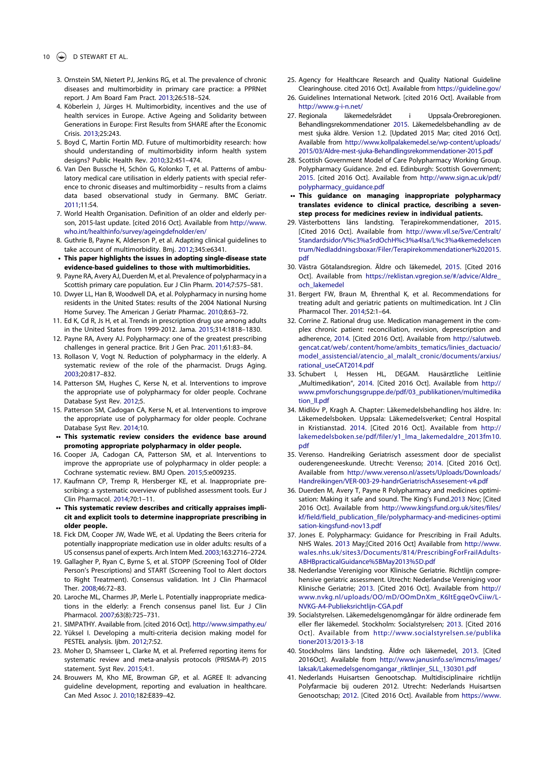3. Ornstein SM, Nietert PJ, Jenkins RG, et al. The prevalence of chronic diseases and multimorbidity in primary care practice: a PPRNet report. J Am Board Fam Pract. 2013;26:518–524.
4. Köberlein J, Jürges H. Multimorbidity, incentives and the use of health services in Europe. Active Ageing and Solidarity between Generations in Europe: First Results from SHARE after the Economic Crisis. 2013;25:243.
5. Boyd C, Martin Fortin MD. Future of multimorbidity research: how should understanding of multimorbidity inform health system designs? Public Health Rev. 2010;32:451–474.
6. Van Den Bussche H, Schön G, Kolonko T, et al. Patterns of ambulatory medical care utilisation in elderly patients with special reference to chronic diseases and multimorbidity – results from a claims data based observational study in Germany. BMC Geriatr. 2011;11:54.
7. World Health Organisation. Definition of an older and elderly person, 2015-last update. [cited 2016 Oct]. Available from http://www.who.int/healthinfo/survey/ageingdefnolder/en/
8. Guthrie B, Payne K, Alderson P, et al. Adapting clinical guidelines to take account of multimorbidity. Bmj. 2012;345:e6341.
   - **This paper highlights the issues in adopting single-disease state evidence-based guidelines to those with multimorbidities.**
9. Payne RA, Avery AJ, Duerden M, et al. Prevalence of polypharmacy in a Scottish primary care population. Eur J Clin Pharm. 2014;7:575–581.
10. Dwyer LL, Han B, Woodwell DA, et al. Polypharmacy in nursing home residents in the United States: results of the 2004 National Nursing Home Survey. The American J Geriatr Pharmac. 2010;8:63–72.
11. Ed K, Cd R, Js H, et al. Trends in prescription drug use among adults in the United States from 1999-2012. Jama. 2015;314:1818–1830.
12. Payne RA, Avery AJ. Polypharmacy: one of the greatest prescribing challenges in general practice. Brit J Gen Prac. 2011;61:83–84.
13. Rollason V, Vogt N. Reduction of polypharmacy in the elderly. A systematic review of the role of the pharmacist. Drugs Aging. 2003;20:817–832.
14. Patterson SM, Hughes C, Kerse N, et al. Interventions to improve the appropriate use of polypharmacy for older people. Cochrane Database Syst Rev. 2012;5.
15. Patterson SM, Cadogan CA, Kerse N, et al. Interventions to improve the appropriate use of polypharmacy for older people. Cochrane Database Syst Rev. 2014;10.
   - •• **This systematic review considers the evidence base around promoting appropriate polypharmacy in older people.**
16. Cooper JA, Cadogan CA, Patterson SM, et al. Interventions to improve the appropriate use of polypharmacy in older people: a Cochrane systematic review. BMJ Open. 2015;5:e009235.
17. Kaufmann CP, Tremp R, Hersberger KE, et al. Inappropriate prescribing: a systematic overview of published assessment tools. Eur J Clin Pharmacol. 2014;70:1–11.
   - •• **This systematic review describes and critically appraises implicit and explicit tools to determine inappropriate prescribing in older people.**
18. Fick DM, Cooper JW, Wade WE, et al. Updating the Beers criteria for potentially inappropriate medication use in older adults: results of a US consensus panel of experts. Arch Intern Med. 2003;163:2716–2724.
19. Gallagher P, Ryan C, Byrne S, et al. STOPP (Screening Tool of Older Person's Prescriptions) and START (Screening Tool to Alert doctors to Right Treatment). Consensus validation. Int J Clin Pharmacol Ther. 2008;46:72–83.
20. Laroche ML, Charmes JP, Merle L. Potentially inappropriate medications in the elderly: a French consensus panel list. Eur J Clin Pharmacol. 2007;63(8):725–731.
21. SIMPATHY. Available from. [cited 2016 Oct]. http://www.simpathy.eu/
22. Yüksel I. Developing a multi-criteria decision making model for PESTEL analysis. Ijbm. 2012;7:52.
23. Moher D, Shamseer L, Clarke M, et al. Preferred reporting items for systematic review and meta-analysis protocols (PRISMA-P) 2015 statement. Syst Rev. 2015;4:1.
24. Brouwers M, Kho ME, Browman GP, et al. AGREE II: advancing guideline development, reporting and evaluation in healthcare. Can Med Assoc J. 2010;182:E839–42.
25. Agency for Healthcare Research and Quality National Guideline Clearinghouse. cited 2016 Oct]. Available from https://guideline.gov/
26. Guidelines International Network. [cited 2016 Oct]. Available from http://www.g-i-n.net/
27. Regionala läkemedelsrådet i Uppsala-Örebroregionen. Behandlingsrekommendationer 2015. Läkemedelsbehandling av de mest sjuka äldre. Version 1.2. [Updated 2015 Mar; cited 2016 Oct]. Available from http://www.kollpalakemedel.se/wp-content/uploads/2015/03/Aldre-mest-sjuka-Behandlingsrekommendationer-2015.pdf
28. Scottish Government Model of Care Polypharmacy Working Group. Polypharmacy Guidance. 2nd ed. Edinburgh: Scottish Government; 2015. [cited 2016 Oct]. Available from http://www.sign.ac.uk/pdf/polypharmacy_guidance.pdf
   - •• **This guidance on managing inappropriate polypharmacy translates evidence to clinical practice, describing a seven-step process for medicines review in individual patients.**
29. Västerbottens läns landsting. Terapirekommendationer, 2015. [Cited 2016 Oct]. Available from http://www.vll.se/Sve/Centralt/Standardsidor/V%c3%a5rdOchH%c3%a4lsa/L%c3%a4kemedelscentrum/Nedladdningsboxar/Filer/Terapirekommendationer%202015.pdf
30. Västra Götalandsregion. Äldre och läkemedel, 2015. [Cited 2016 Oct]. Available from https://reklistan.vgregion.se/#/advice/Aldre_och_lakemedel
31. Bergert FW, Braun M, Ehrenthal K, et al. Recommendations for treating adult and geriatric patients on multimedication. Int J Clin Pharmacol Ther. 2014;52:1–64.
32. Corrine Z. Rational drug use. Medication management in the complex chronic patient: reconciliation, revision, deprescription and adherence, 2014. [Cited 2016 Oct]. Available from http://salutweb.gencat.cat/web/.content/home/ambits_tematics/linies_dactuacio/model_assistencial/atencio_al_malalt_cronic/documents/arxius/rational_useCAT2014.pdf
33. Schubert I, Hessen HL, DEGAM. Hausärztliche Leitlinie „Multimedikation", 2014. [Cited 2016 Oct]. Available from http://www.pmvforschungsgruppe.de/pdf/03_publikationen/multimedikation_ll.pdf
34. Midlöv P, Kragh A. Chapter: Läkemedelsbehandling hos äldre. In: Läkemedelsboken. Uppsala: Läkemedelsverket; Central Hospital in Kristianstad. 2014. [Cited 2016 Oct]. Available from http://lakemedelsboken.se/pdf/filer/y1_lma_lakemedaldre_2013fm10.pdf
35. Verenso. Handreiking Geriatrisch assessment door de specialist ouderengeneeskunde. Utrecht: Verenso; 2014. [Cited 2016 Oct]. Available from http://www.verenso.nl/assets/Uploads/Downloads/Handreikingen/VER-003-29-handrGeriatrischAssesement-v4.pdf
36. Duerden M, Avery T, Payne R Polypharmacy and medicines optimisation: Making it safe and sound. The King's Fund.2013 Nov; [Cited 2016 Oct]. Available from http://www.kingsfund.org.uk/sites/files/kf/field/field_publication_file/polypharmacy-and-medicines-optimisation-kingsfund-nov13.pdf
37. Jones E. Polypharmacy: Guidance for Prescribing in Frail Adults. NHS Wales. 2013 May;[Cited 2016 Oct] Available from http://www.wales.nhs.uk/sites3/Documents/814/PrescribingForFrailAdults-ABHBpracticalGuidance%5BMay2013%5D.pdf
38. Nederlandse Vereniging voor Klinische Geriatrie. Richtlijn comprehensive geriatric assessment. Utrecht: Nederlandse Vereniging voor Klinische Geriatrie; 2013. [Cited 2016 Oct]. Available from http://www.nvkg.nl/uploads/OO/mD/OOmDnXm_K6ltEgqeOvCiiw/L-NVKG-A4-Publieksrichtlijn-CGA.pdf
39. Socialstyrelsen. Läkemedelsgenomgångar för äldre ordinerade fem eller fler läkemedel. Stockholm: Socialstyrelsen; 2013. [Cited 2016 Oct]. Available from http://www.socialstyrelsen.se/publikationer2013/2013-3-18
40. Stockholms läns landsting. Äldre och läkemedel, 2013. [Cited 2016Oct]. Available from http://www.janusinfo.se/imcms/images/laksak/Lakemedelsgenomgangar_riktlinjer_SLL_130301.pdf
41. Nederlands Huisartsen Genootschap. Multidisciplinaire richtlijn Polyfarmacie bij ouderen 2012. Utrecht: Nederlands Huisartsen Genootschap; 2012. [Cited 2016 Oct]. Available from https://www.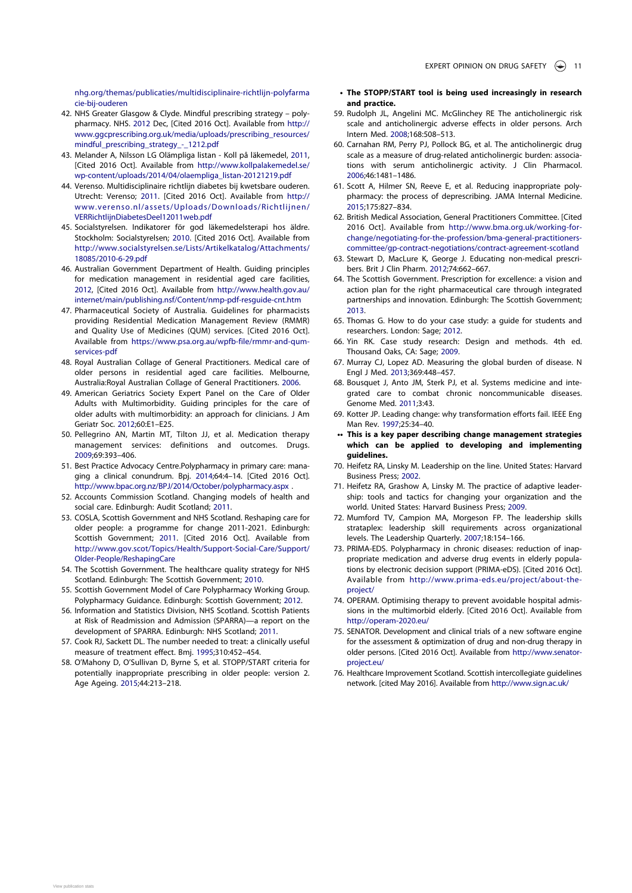nhg.org/themas/publicaties/multidisciplinaire-richtlijn-polyfarmacie-bij-ouderen

42. NHS Greater Glasgow & Clyde. Mindful prescribing strategy – polypharmacy. NHS. 2012 Dec, [Cited 2016 Oct]. Available from http://www.ggcprescribing.org.uk/media/uploads/prescribing_resources/mindful_prescribing_strategy_-_1212.pdf
43. Melander A, Nilsson LG Olämpliga listan - Koll på läkemedel, 2011, [Cited 2016 Oct]. Available from http://www.kollpalakemedel.se/wp-content/uploads/2014/04/olaempliga_listan-20121219.pdf
44. Verenso. Multidisciplinaire richtlijn diabetes bij kwetsbare ouderen. Utrecht: Verenso; 2011. [Cited 2016 Oct]. Available from http://www.verenso.nl/assets/Uploads/Downloads/Richtlijnen/VERRichtlijnDiabetesDeel12011web.pdf
45. Socialstyrelsen. Indikatorer för god läkemedelsterapi hos äldre. Stockholm: Socialstyrelsen; 2010. [Cited 2016 Oct]. Available from http://www.socialstyrelsen.se/Lists/Artikelkatalog/Attachments/18085/2010-6-29.pdf
46. Australian Government Department of Health. Guiding principles for medication management in residential aged care facilities, 2012, [Cited 2016 Oct]. Available from http://www.health.gov.au/internet/main/publishing.nsf/Content/nmp-pdf-resguide-cnt.htm
47. Pharmaceutical Society of Australia. Guidelines for pharmacists providing Residential Medication Management Review (RMMR) and Quality Use of Medicines (QUM) services. [Cited 2016 Oct]. Available from https://www.psa.org.au/wpfb-file/rmmr-and-qum-services-pdf
48. Royal Australian Collage of General Practitioners. Medical care of older persons in residential aged care facilities. Melbourne, Australia:Royal Australian Collage of General Practitioners. 2006.
49. American Geriatrics Society Expert Panel on the Care of Older Adults with Multimorbidity. Guiding principles for the care of older adults with multimorbidity: an approach for clinicians. J Am Geriatr Soc. 2012;60:E1–E25.
50. Pellegrino AN, Martin MT, Tilton JJ, et al. Medication therapy management services: definitions and outcomes. Drugs. 2009;69:393–406.
51. Best Practice Advocacy Centre.Polypharmacy in primary care: managing a clinical conundrum. Bpj. 2014;64:4–14. [Cited 2016 Oct]. http://www.bpac.org.nz/BPJ/2014/October/polypharmacy.aspx .
52. Accounts Commission Scotland. Changing models of health and social care. Edinburgh: Audit Scotland; 2011.
53. COSLA, Scottish Government and NHS Scotland. Reshaping care for older people: a programme for change 2011-2021. Edinburgh: Scottish Government; 2011. [Cited 2016 Oct]. Available from http://www.gov.scot/Topics/Health/Support-Social-Care/Support/Older-People/ReshapingCare
54. The Scottish Government. The healthcare quality strategy for NHS Scotland. Edinburgh: The Scottish Government; 2010.
55. Scottish Government Model of Care Polypharmacy Working Group. Polypharmacy Guidance. Edinburgh: Scottish Government; 2012.
56. Information and Statistics Division, NHS Scotland. Scottish Patients at Risk of Readmission and Admission (SPARRA)—a report on the development of SPARRA. Edinburgh: NHS Scotland; 2011.
57. Cook RJ, Sackett DL. The number needed to treat: a clinically useful measure of treatment effect. Bmj. 1995;310:452–454.
58. O'Mahony D, O'Sullivan D, Byrne S, et al. STOPP/START criteria for potentially inappropriate prescribing in older people: version 2. Age Ageing. 2015;44:213–218.
   - **The STOPP/START tool is being used increasingly in research and practice.**
59. Rudolph JL, Angelini MC. McGlinchey RE The anticholinergic risk scale and anticholinergic adverse effects in older persons. Arch Intern Med. 2008;168:508–513.
60. Carnahan RM, Perry PJ, Pollock BG, et al. The anticholinergic drug scale as a measure of drug-related anticholinergic burden: associations with serum anticholinergic activity. J Clin Pharmacol. 2006;46:1481–1486.
61. Scott A, Hilmer SN, Reeve E, et al. Reducing inappropriate polypharmacy: the process of deprescribing. JAMA Internal Medicine. 2015;175:827–834.
62. British Medical Association, General Practitioners Committee. [Cited 2016 Oct]. Available from http://www.bma.org.uk/working-for-change/negotiating-for-the-profession/bma-general-practitioners-committee/gp-contract-negotiations/contract-agreement-scotland
63. Stewart D, MacLure K, George J. Educating non-medical prescribers. Brit J Clin Pharm. 2012;74:662–667.
64. The Scottish Government. Prescription for excellence: a vision and action plan for the right pharmaceutical care through integrated partnerships and innovation. Edinburgh: The Scottish Government; 2013.
65. Thomas G. How to do your case study: a guide for students and researchers. London: Sage; 2012.
66. Yin RK. Case study research: Design and methods. 4th ed. Thousand Oaks, CA: Sage; 2009.
67. Murray CJ, Lopez AD. Measuring the global burden of disease. N Engl J Med. 2013;369:448–457.
68. Bousquet J, Anto JM, Sterk PJ, et al. Systems medicine and integrated care to combat chronic noncommunicable diseases. Genome Med. 2011;3:43.
69. Kotter JP. Leading change: why transformation efforts fail. IEEE Eng Man Rev. 1997;25:34–40.
   - •• **This is a key paper describing change management strategies which can be applied to developing and implementing guidelines.**
70. Heifetz RA, Linsky M. Leadership on the line. United States: Harvard Business Press; 2002.
71. Heifetz RA, Grashow A, Linsky M. The practice of adaptive leadership: tools and tactics for changing your organization and the world. United States: Harvard Business Press; 2009.
72. Mumford TV, Campion MA, Morgeson FP. The leadership skills strataplex: leadership skill requirements across organizational levels. The Leadership Quarterly. 2007;18:154–166.
73. PRIMA-EDS. Polypharmacy in chronic diseases: reduction of inappropriate medication and adverse drug events in elderly populations by electronic decision support (PRIMA-eDS). [Cited 2016 Oct]. Available from http://www.prima-eds.eu/project/about-the-project/
74. OPERAM. Optimising therapy to prevent avoidable hospital admissions in the multimorbid elderly. [Cited 2016 Oct]. Available from http://operam-2020.eu/
75. SENATOR. Development and clinical trials of a new software engine for the assessment & optimization of drug and non-drug therapy in older persons. [Cited 2016 Oct]. Available from http://www.senator-project.eu/
76. Healthcare Improvement Scotland. Scottish intercollegiate guidelines network. [cited May 2016]. Available from http://www.sign.ac.uk/